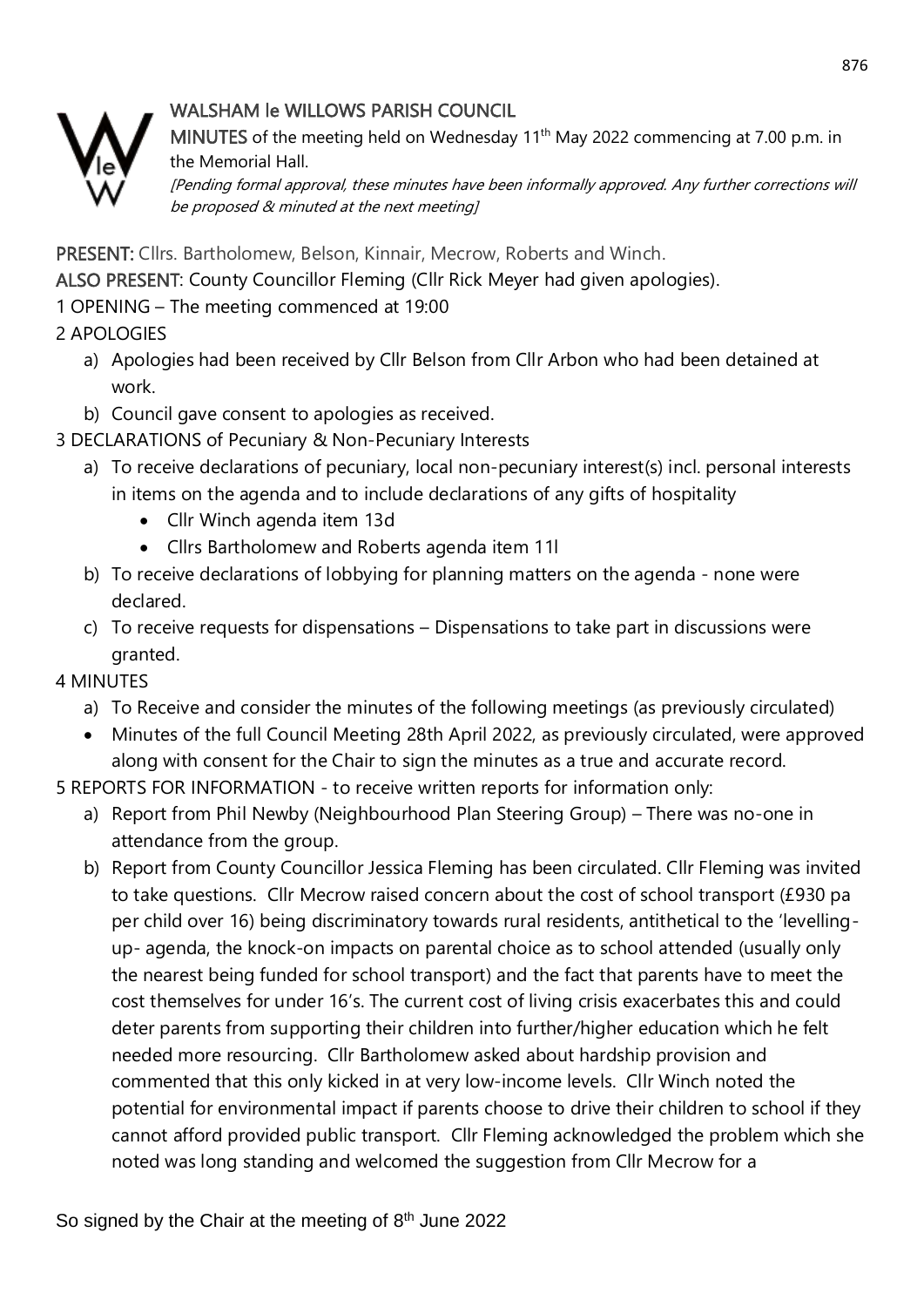# WALSHAM le WILLOWS PARISH COUNCIL

**MINUTES** of the meeting held on Wednesday 11th May 2022 commencing at 7.00 p.m. in the Memorial Hall.

*[Pending formal approval, these minutes have been informally approved. Any further corrections will be proposed & minuted at the next meeting]*

**PRESENT:** Cllrs. Bartholomew, Belson, Kinnair, Mecrow, Roberts and Winch.

**ALSO PRESENT**: County Councillor Fleming (Cllr Rick Meyer had given apologies).

1 OPENING – The meeting commenced at 19:00

2 APOLOGIES

a) Apologies had been received by Cllr Belson from Cllr Arbon who had been detained at work.
b) Council gave consent to apologies as received.

3 DECLARATIONS of Pecuniary & Non-Pecuniary Interests

a) To receive declarations of pecuniary, local non-pecuniary interest(s) incl. personal interests in items on the agenda and to include declarations of any gifts of hospitality
   - Cllr Winch agenda item 13d
   - Cllrs Bartholomew and Roberts agenda item 11l
b) To receive declarations of lobbying for planning matters on the agenda - none were declared.
c) To receive requests for dispensations – Dispensations to take part in discussions were granted.

4 MINUTES

a) To Receive and consider the minutes of the following meetings (as previously circulated)
   - Minutes of the full Council Meeting 28th April 2022, as previously circulated, were approved along with consent for the Chair to sign the minutes as a true and accurate record.

5 REPORTS FOR INFORMATION - to receive written reports for information only:

a) Report from Phil Newby (Neighbourhood Plan Steering Group) – There was no-one in attendance from the group.
b) Report from County Councillor Jessica Fleming has been circulated. Cllr Fleming was invited to take questions. Cllr Mecrow raised concern about the cost of school transport (£930 pa per child over 16) being discriminatory towards rural residents, antithetical to the 'levelling-up- agenda, the knock-on impacts on parental choice as to school attended (usually only the nearest being funded for school transport) and the fact that parents have to meet the cost themselves for under 16's. The current cost of living crisis exacerbates this and could deter parents from supporting their children into further/higher education which he felt needed more resourcing. Cllr Bartholomew asked about hardship provision and commented that this only kicked in at very low-income levels. Cllr Winch noted the potential for environmental impact if parents choose to drive their children to school if they cannot afford provided public transport. Cllr Fleming acknowledged the problem which she noted was long standing and welcomed the suggestion from Cllr Mecrow for a

So signed by the Chair at the meeting of 8th June 2022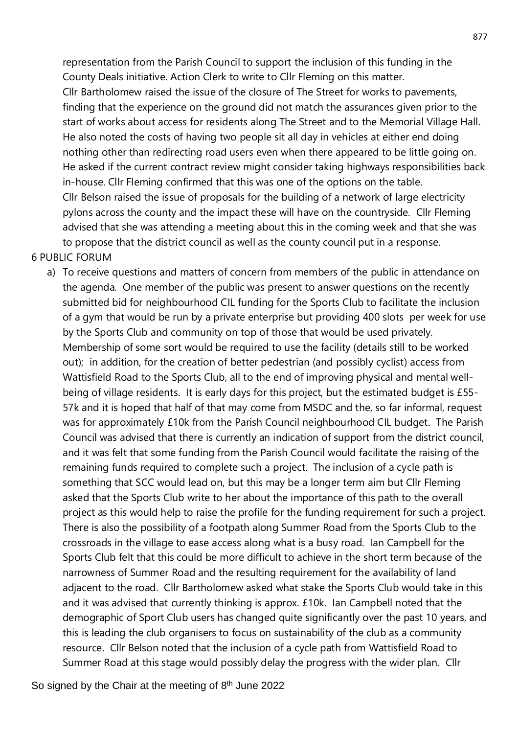representation from the Parish Council to support the inclusion of this funding in the County Deals initiative. Action Clerk to write to Cllr Fleming on this matter.

Cllr Bartholomew raised the issue of the closure of The Street for works to pavements, finding that the experience on the ground did not match the assurances given prior to the start of works about access for residents along The Street and to the Memorial Village Hall. He also noted the costs of having two people sit all day in vehicles at either end doing nothing other than redirecting road users even when there appeared to be little going on. He asked if the current contract review might consider taking highways responsibilities back in-house. Cllr Fleming confirmed that this was one of the options on the table.

Cllr Belson raised the issue of proposals for the building of a network of large electricity pylons across the county and the impact these will have on the countryside. Cllr Fleming advised that she was attending a meeting about this in the coming week and that she was to propose that the district council as well as the county council put in a response.

6 PUBLIC FORUM

a) To receive questions and matters of concern from members of the public in attendance on the agenda. One member of the public was present to answer questions on the recently submitted bid for neighbourhood CIL funding for the Sports Club to facilitate the inclusion of a gym that would be run by a private enterprise but providing 400 slots per week for use by the Sports Club and community on top of those that would be used privately. Membership of some sort would be required to use the facility (details still to be worked out); in addition, for the creation of better pedestrian (and possibly cyclist) access from Wattisfield Road to the Sports Club, all to the end of improving physical and mental well-being of village residents. It is early days for this project, but the estimated budget is £55-57k and it is hoped that half of that may come from MSDC and the, so far informal, request was for approximately £10k from the Parish Council neighbourhood CIL budget. The Parish Council was advised that there is currently an indication of support from the district council, and it was felt that some funding from the Parish Council would facilitate the raising of the remaining funds required to complete such a project. The inclusion of a cycle path is something that SCC would lead on, but this may be a longer term aim but Cllr Fleming asked that the Sports Club write to her about the importance of this path to the overall project as this would help to raise the profile for the funding requirement for such a project. There is also the possibility of a footpath along Summer Road from the Sports Club to the crossroads in the village to ease access along what is a busy road. Ian Campbell for the Sports Club felt that this could be more difficult to achieve in the short term because of the narrowness of Summer Road and the resulting requirement for the availability of land adjacent to the road. Cllr Bartholomew asked what stake the Sports Club would take in this and it was advised that currently thinking is approx. £10k. Ian Campbell noted that the demographic of Sport Club users has changed quite significantly over the past 10 years, and this is leading the club organisers to focus on sustainability of the club as a community resource. Cllr Belson noted that the inclusion of a cycle path from Wattisfield Road to Summer Road at this stage would possibly delay the progress with the wider plan. Cllr

So signed by the Chair at the meeting of 8th June 2022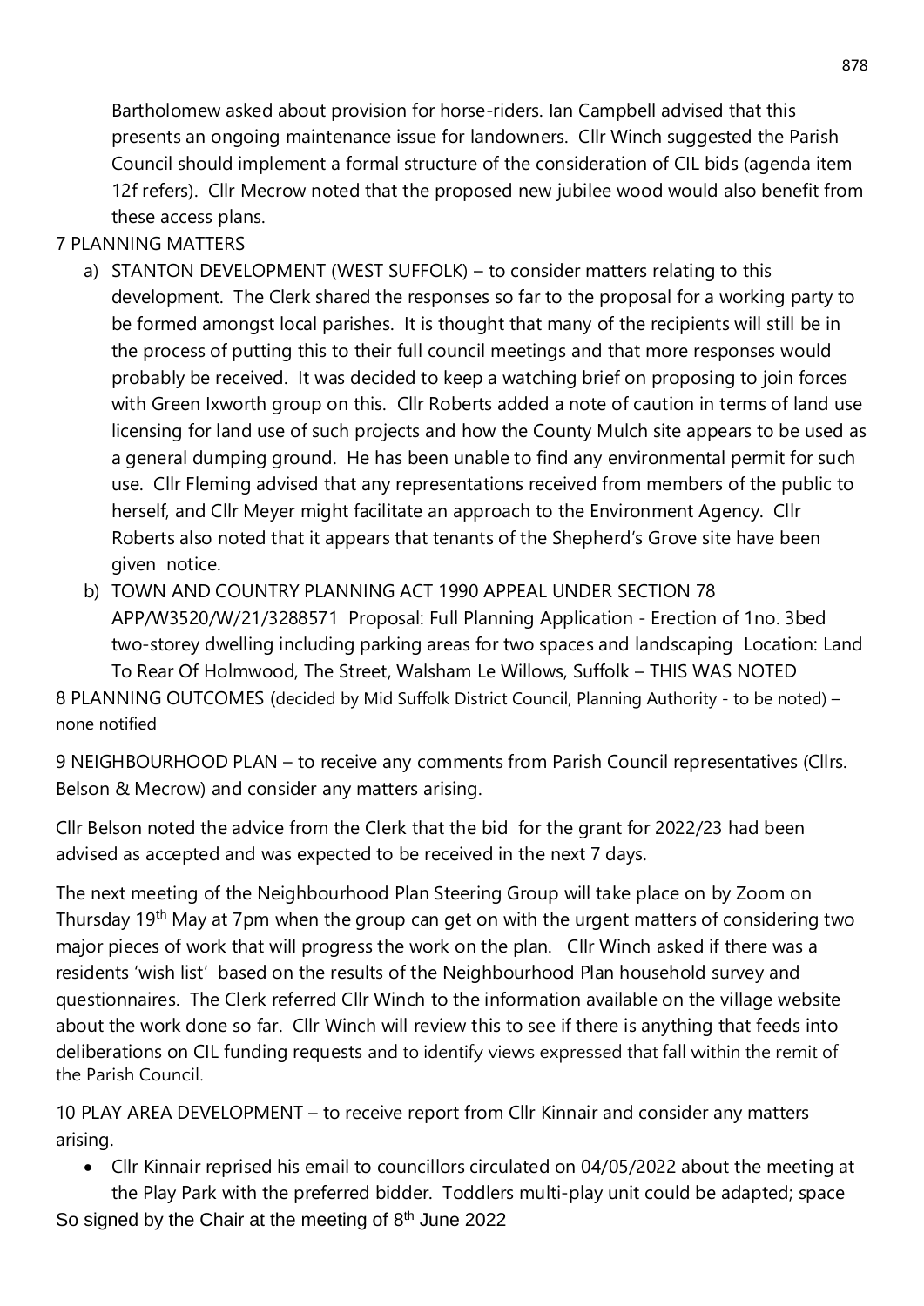Bartholomew asked about provision for horse-riders. Ian Campbell advised that this presents an ongoing maintenance issue for landowners. Cllr Winch suggested the Parish Council should implement a formal structure of the consideration of CIL bids (agenda item 12f refers). Cllr Mecrow noted that the proposed new jubilee wood would also benefit from these access plans.

7 PLANNING MATTERS

a) STANTON DEVELOPMENT (WEST SUFFOLK) – to consider matters relating to this development. The Clerk shared the responses so far to the proposal for a working party to be formed amongst local parishes. It is thought that many of the recipients will still be in the process of putting this to their full council meetings and that more responses would probably be received. It was decided to keep a watching brief on proposing to join forces with Green Ixworth group on this. Cllr Roberts added a note of caution in terms of land use licensing for land use of such projects and how the County Mulch site appears to be used as a general dumping ground. He has been unable to find any environmental permit for such use. Cllr Fleming advised that any representations received from members of the public to herself, and Cllr Meyer might facilitate an approach to the Environment Agency. Cllr Roberts also noted that it appears that tenants of the Shepherd's Grove site have been given notice.

b) TOWN AND COUNTRY PLANNING ACT 1990 APPEAL UNDER SECTION 78 APP/W3520/W/21/3288571 Proposal: Full Planning Application - Erection of 1no. 3bed two-storey dwelling including parking areas for two spaces and landscaping Location: Land To Rear Of Holmwood, The Street, Walsham Le Willows, Suffolk – THIS WAS NOTED

8 PLANNING OUTCOMES (decided by Mid Suffolk District Council, Planning Authority - to be noted) – none notified

9 NEIGHBOURHOOD PLAN – to receive any comments from Parish Council representatives (Cllrs. Belson & Mecrow) and consider any matters arising.

Cllr Belson noted the advice from the Clerk that the bid for the grant for 2022/23 had been advised as accepted and was expected to be received in the next 7 days.

The next meeting of the Neighbourhood Plan Steering Group will take place on by Zoom on Thursday 19th May at 7pm when the group can get on with the urgent matters of considering two major pieces of work that will progress the work on the plan. Cllr Winch asked if there was a residents 'wish list' based on the results of the Neighbourhood Plan household survey and questionnaires. The Clerk referred Cllr Winch to the information available on the village website about the work done so far. Cllr Winch will review this to see if there is anything that feeds into deliberations on CIL funding requests and to identify views expressed that fall within the remit of the Parish Council.

10 PLAY AREA DEVELOPMENT – to receive report from Cllr Kinnair and consider any matters arising.

- Cllr Kinnair reprised his email to councillors circulated on 04/05/2022 about the meeting at the Play Park with the preferred bidder. Toddlers multi-play unit could be adapted; space

So signed by the Chair at the meeting of 8th June 2022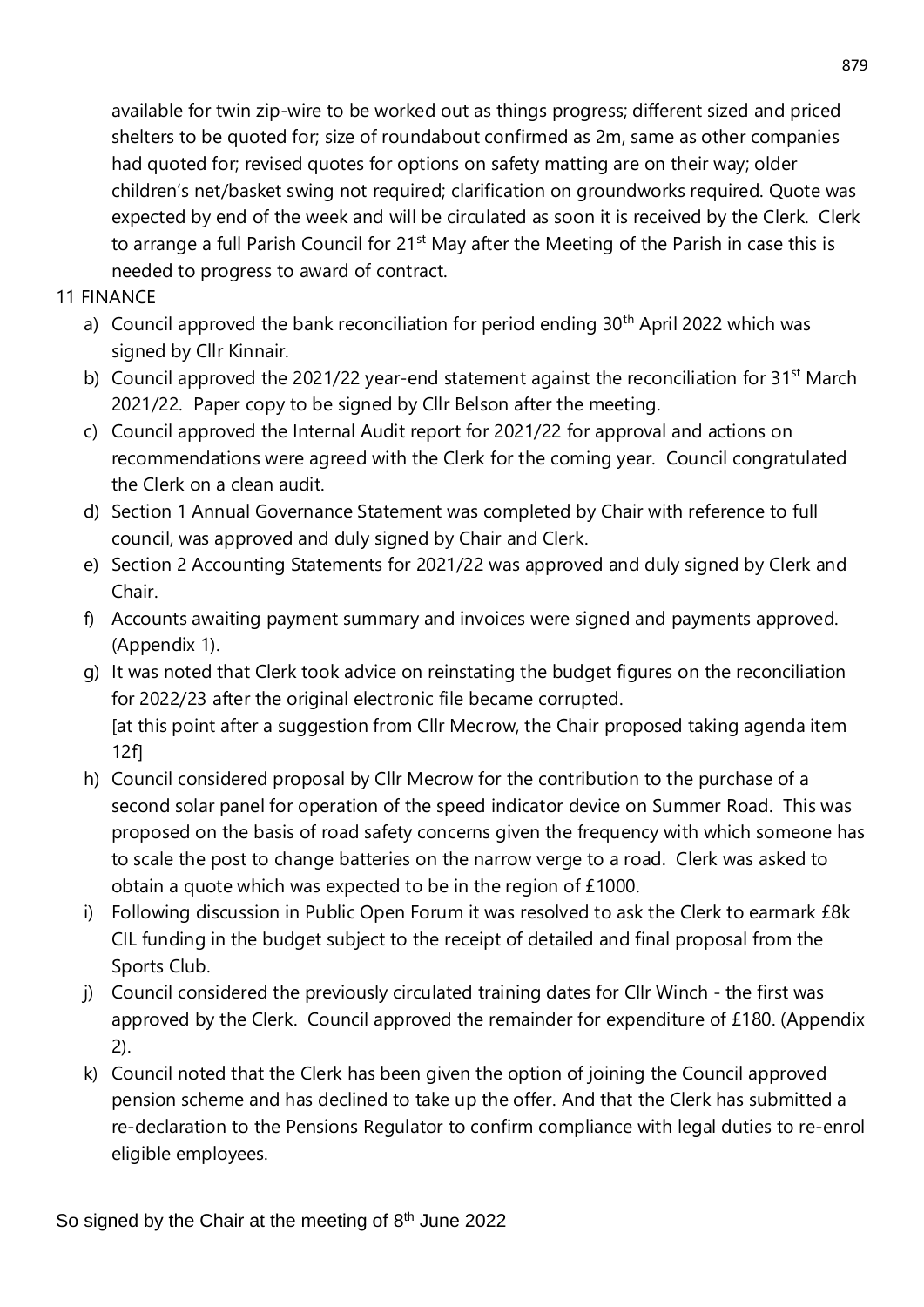available for twin zip-wire to be worked out as things progress; different sized and priced shelters to be quoted for; size of roundabout confirmed as 2m, same as other companies had quoted for; revised quotes for options on safety matting are on their way; older children's net/basket swing not required; clarification on groundworks required. Quote was expected by end of the week and will be circulated as soon it is received by the Clerk. Clerk to arrange a full Parish Council for 21st May after the Meeting of the Parish in case this is needed to progress to award of contract.

11 FINANCE

a) Council approved the bank reconciliation for period ending 30th April 2022 which was signed by Cllr Kinnair.
b) Council approved the 2021/22 year-end statement against the reconciliation for 31st March 2021/22. Paper copy to be signed by Cllr Belson after the meeting.
c) Council approved the Internal Audit report for 2021/22 for approval and actions on recommendations were agreed with the Clerk for the coming year. Council congratulated the Clerk on a clean audit.
d) Section 1 Annual Governance Statement was completed by Chair with reference to full council, was approved and duly signed by Chair and Clerk.
e) Section 2 Accounting Statements for 2021/22 was approved and duly signed by Clerk and Chair.
f) Accounts awaiting payment summary and invoices were signed and payments approved. (Appendix 1).
g) It was noted that Clerk took advice on reinstating the budget figures on the reconciliation for 2022/23 after the original electronic file became corrupted.
[at this point after a suggestion from Cllr Mecrow, the Chair proposed taking agenda item 12f]
h) Council considered proposal by Cllr Mecrow for the contribution to the purchase of a second solar panel for operation of the speed indicator device on Summer Road. This was proposed on the basis of road safety concerns given the frequency with which someone has to scale the post to change batteries on the narrow verge to a road. Clerk was asked to obtain a quote which was expected to be in the region of £1000.
i) Following discussion in Public Open Forum it was resolved to ask the Clerk to earmark £8k CIL funding in the budget subject to the receipt of detailed and final proposal from the Sports Club.
j) Council considered the previously circulated training dates for Cllr Winch - the first was approved by the Clerk. Council approved the remainder for expenditure of £180. (Appendix 2).
k) Council noted that the Clerk has been given the option of joining the Council approved pension scheme and has declined to take up the offer. And that the Clerk has submitted a re-declaration to the Pensions Regulator to confirm compliance with legal duties to re-enrol eligible employees.

So signed by the Chair at the meeting of 8th June 2022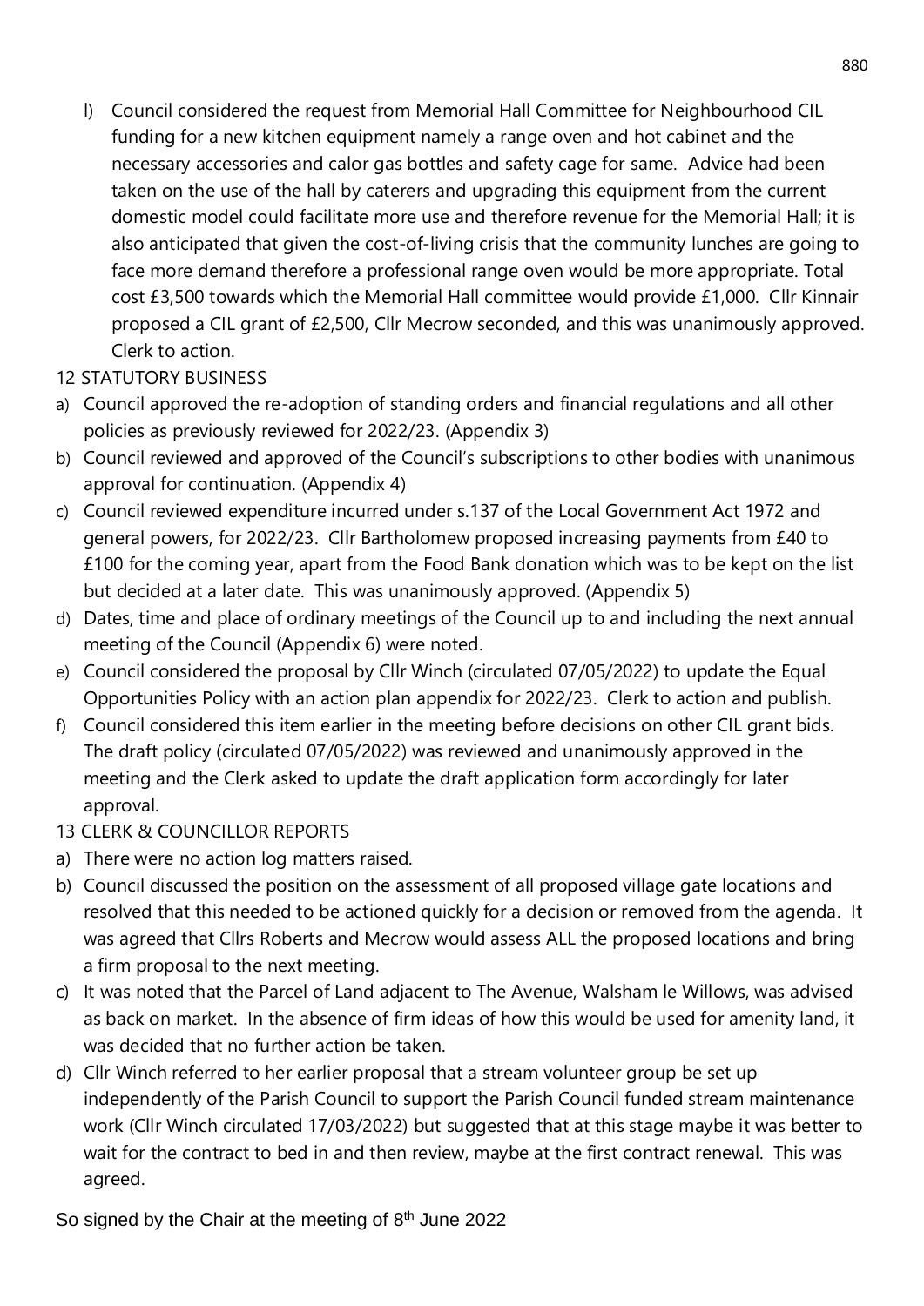l) Council considered the request from Memorial Hall Committee for Neighbourhood CIL funding for a new kitchen equipment namely a range oven and hot cabinet and the necessary accessories and calor gas bottles and safety cage for same. Advice had been taken on the use of the hall by caterers and upgrading this equipment from the current domestic model could facilitate more use and therefore revenue for the Memorial Hall; it is also anticipated that given the cost-of-living crisis that the community lunches are going to face more demand therefore a professional range oven would be more appropriate. Total cost £3,500 towards which the Memorial Hall committee would provide £1,000. Cllr Kinnair proposed a CIL grant of £2,500, Cllr Mecrow seconded, and this was unanimously approved. Clerk to action.

12 STATUTORY BUSINESS

a) Council approved the re-adoption of standing orders and financial regulations and all other policies as previously reviewed for 2022/23. (Appendix 3)
b) Council reviewed and approved of the Council's subscriptions to other bodies with unanimous approval for continuation. (Appendix 4)
c) Council reviewed expenditure incurred under s.137 of the Local Government Act 1972 and general powers, for 2022/23. Cllr Bartholomew proposed increasing payments from £40 to £100 for the coming year, apart from the Food Bank donation which was to be kept on the list but decided at a later date. This was unanimously approved. (Appendix 5)
d) Dates, time and place of ordinary meetings of the Council up to and including the next annual meeting of the Council (Appendix 6) were noted.
e) Council considered the proposal by Cllr Winch (circulated 07/05/2022) to update the Equal Opportunities Policy with an action plan appendix for 2022/23. Clerk to action and publish.
f) Council considered this item earlier in the meeting before decisions on other CIL grant bids. The draft policy (circulated 07/05/2022) was reviewed and unanimously approved in the meeting and the Clerk asked to update the draft application form accordingly for later approval.

13 CLERK & COUNCILLOR REPORTS

a) There were no action log matters raised.
b) Council discussed the position on the assessment of all proposed village gate locations and resolved that this needed to be actioned quickly for a decision or removed from the agenda. It was agreed that Cllrs Roberts and Mecrow would assess ALL the proposed locations and bring a firm proposal to the next meeting.
c) It was noted that the Parcel of Land adjacent to The Avenue, Walsham le Willows, was advised as back on market. In the absence of firm ideas of how this would be used for amenity land, it was decided that no further action be taken.
d) Cllr Winch referred to her earlier proposal that a stream volunteer group be set up independently of the Parish Council to support the Parish Council funded stream maintenance work (Cllr Winch circulated 17/03/2022) but suggested that at this stage maybe it was better to wait for the contract to bed in and then review, maybe at the first contract renewal. This was agreed.

So signed by the Chair at the meeting of 8th June 2022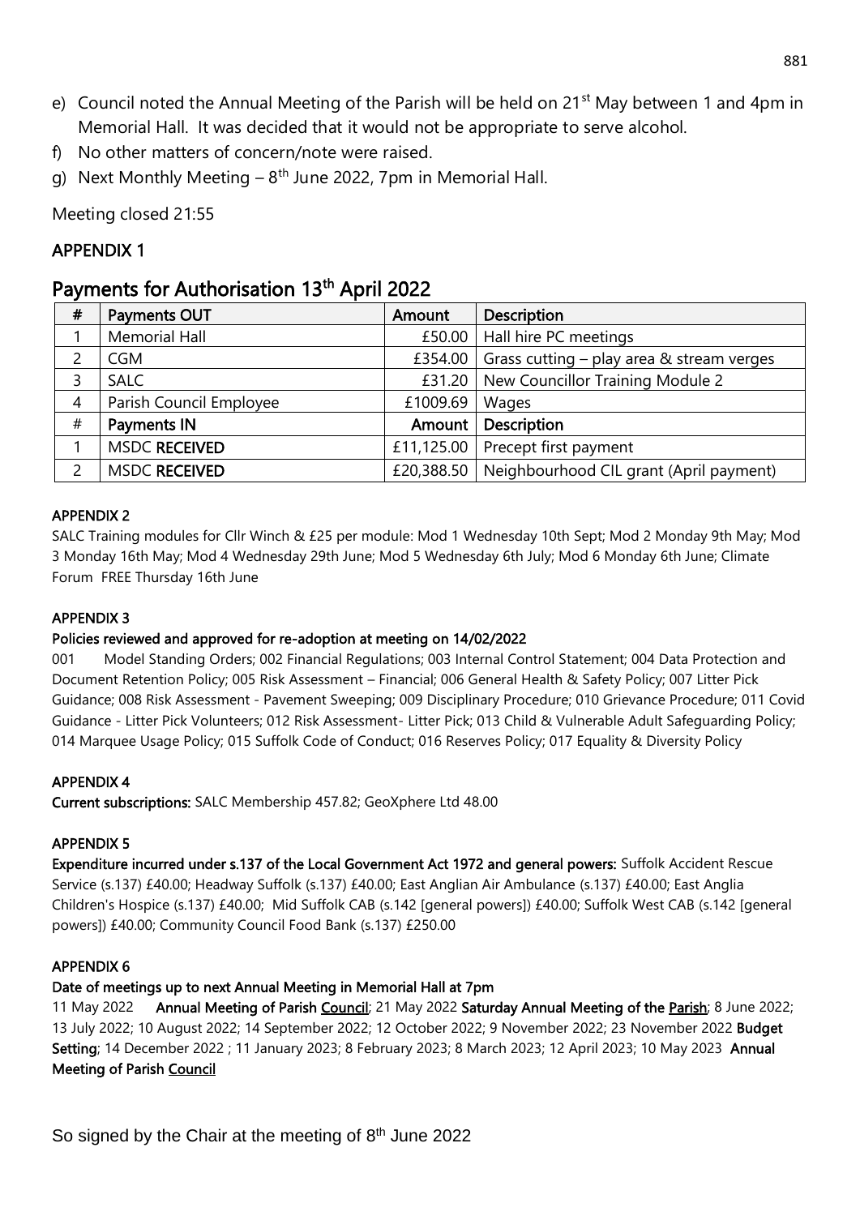e) Council noted the Annual Meeting of the Parish will be held on 21st May between 1 and 4pm in Memorial Hall. It was decided that it would not be appropriate to serve alcohol.
f) No other matters of concern/note were raised.
g) Next Monthly Meeting – 8th June 2022, 7pm in Memorial Hall.

Meeting closed 21:55

## APPENDIX 1

## Payments for Authorisation 13th April 2022

| # | Payments OUT | Amount | Description |
|---|---|---|---|
| 1 | Memorial Hall | £50.00 | Hall hire PC meetings |
| 2 | CGM | £354.00 | Grass cutting – play area & stream verges |
| 3 | SALC | £31.20 | New Councillor Training Module 2 |
| 4 | Parish Council Employee | £1009.69 | Wages |
| # | **Payments IN** | **Amount** | **Description** |
| 1 | MSDC **RECEIVED** | £11,125.00 | Precept first payment |
| 2 | MSDC **RECEIVED** | £20,388.50 | Neighbourhood CIL grant (April payment) |

### APPENDIX 2

SALC Training modules for Cllr Winch & £25 per module: Mod 1 Wednesday 10th Sept; Mod 2 Monday 9th May; Mod 3 Monday 16th May; Mod 4 Wednesday 29th June; Mod 5 Wednesday 6th July; Mod 6 Monday 6th June; Climate Forum FREE Thursday 16th June

### APPENDIX 3

**Policies reviewed and approved for re-adoption at meeting on 14/02/2022**

001 Model Standing Orders; 002 Financial Regulations; 003 Internal Control Statement; 004 Data Protection and Document Retention Policy; 005 Risk Assessment – Financial; 006 General Health & Safety Policy; 007 Litter Pick Guidance; 008 Risk Assessment - Pavement Sweeping; 009 Disciplinary Procedure; 010 Grievance Procedure; 011 Covid Guidance - Litter Pick Volunteers; 012 Risk Assessment- Litter Pick; 013 Child & Vulnerable Adult Safeguarding Policy; 014 Marquee Usage Policy; 015 Suffolk Code of Conduct; 016 Reserves Policy; 017 Equality & Diversity Policy

### APPENDIX 4

**Current subscriptions:** SALC Membership 457.82; GeoXphere Ltd 48.00

### APPENDIX 5

**Expenditure incurred under s.137 of the Local Government Act 1972 and general powers:** Suffolk Accident Rescue Service (s.137) £40.00; Headway Suffolk (s.137) £40.00; East Anglian Air Ambulance (s.137) £40.00; East Anglia Children's Hospice (s.137) £40.00; Mid Suffolk CAB (s.142 [general powers]) £40.00; Suffolk West CAB (s.142 [general powers]) £40.00; Community Council Food Bank (s.137) £250.00

### APPENDIX 6

**Date of meetings up to next Annual Meeting in Memorial Hall at 7pm**

11 May 2022 **Annual Meeting of Parish Council**; 21 May 2022 **Saturday Annual Meeting of the Parish**; 8 June 2022; 13 July 2022; 10 August 2022; 14 September 2022; 12 October 2022; 9 November 2022; 23 November 2022 **Budget Setting**; 14 December 2022 ; 11 January 2023; 8 February 2023; 8 March 2023; 12 April 2023; 10 May 2023 **Annual Meeting of Parish Council**

So signed by the Chair at the meeting of 8th June 2022